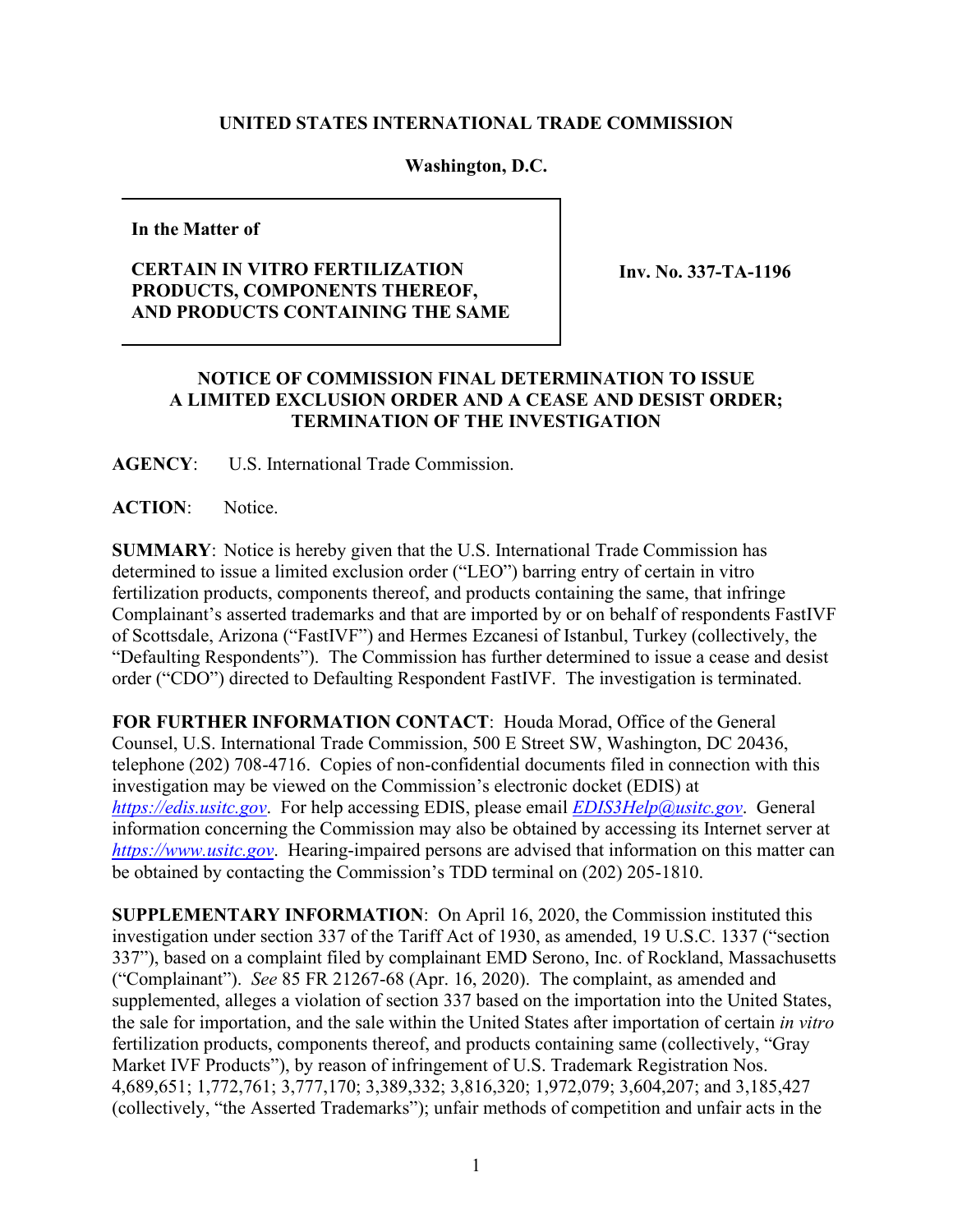**UNITED STATES INTERNATIONAL TRADE COMMISSION**

**Washington, D.C.**

| **In the Matter of**<br><br>**CERTAIN IN VITRO FERTILIZATION PRODUCTS, COMPONENTS THEREOF, AND PRODUCTS CONTAINING THE SAME** | **Inv. No. 337-TA-1196** |
|---|---|

**NOTICE OF COMMISSION FINAL DETERMINATION TO ISSUE A LIMITED EXCLUSION ORDER AND A CEASE AND DESIST ORDER; TERMINATION OF THE INVESTIGATION**

**AGENCY**: U.S. International Trade Commission.

**ACTION**: Notice.

**SUMMARY**: Notice is hereby given that the U.S. International Trade Commission has determined to issue a limited exclusion order ("LEO") barring entry of certain in vitro fertilization products, components thereof, and products containing the same, that infringe Complainant's asserted trademarks and that are imported by or on behalf of respondents FastIVF of Scottsdale, Arizona ("FastIVF") and Hermes Ezcanesi of Istanbul, Turkey (collectively, the "Defaulting Respondents"). The Commission has further determined to issue a cease and desist order ("CDO") directed to Defaulting Respondent FastIVF. The investigation is terminated.

**FOR FURTHER INFORMATION CONTACT**: Houda Morad, Office of the General Counsel, U.S. International Trade Commission, 500 E Street SW, Washington, DC 20436, telephone (202) 708-4716. Copies of non-confidential documents filed in connection with this investigation may be viewed on the Commission's electronic docket (EDIS) at *https://edis.usitc.gov*. For help accessing EDIS, please email *EDIS3Help@usitc.gov*. General information concerning the Commission may also be obtained by accessing its Internet server at *https://www.usitc.gov*. Hearing-impaired persons are advised that information on this matter can be obtained by contacting the Commission's TDD terminal on (202) 205-1810.

**SUPPLEMENTARY INFORMATION**: On April 16, 2020, the Commission instituted this investigation under section 337 of the Tariff Act of 1930, as amended, 19 U.S.C. 1337 ("section 337"), based on a complaint filed by complainant EMD Serono, Inc. of Rockland, Massachusetts ("Complainant"). *See* 85 FR 21267-68 (Apr. 16, 2020). The complaint, as amended and supplemented, alleges a violation of section 337 based on the importation into the United States, the sale for importation, and the sale within the United States after importation of certain *in vitro* fertilization products, components thereof, and products containing same (collectively, "Gray Market IVF Products"), by reason of infringement of U.S. Trademark Registration Nos. 4,689,651; 1,772,761; 3,777,170; 3,389,332; 3,816,320; 1,972,079; 3,604,207; and 3,185,427 (collectively, "the Asserted Trademarks"); unfair methods of competition and unfair acts in the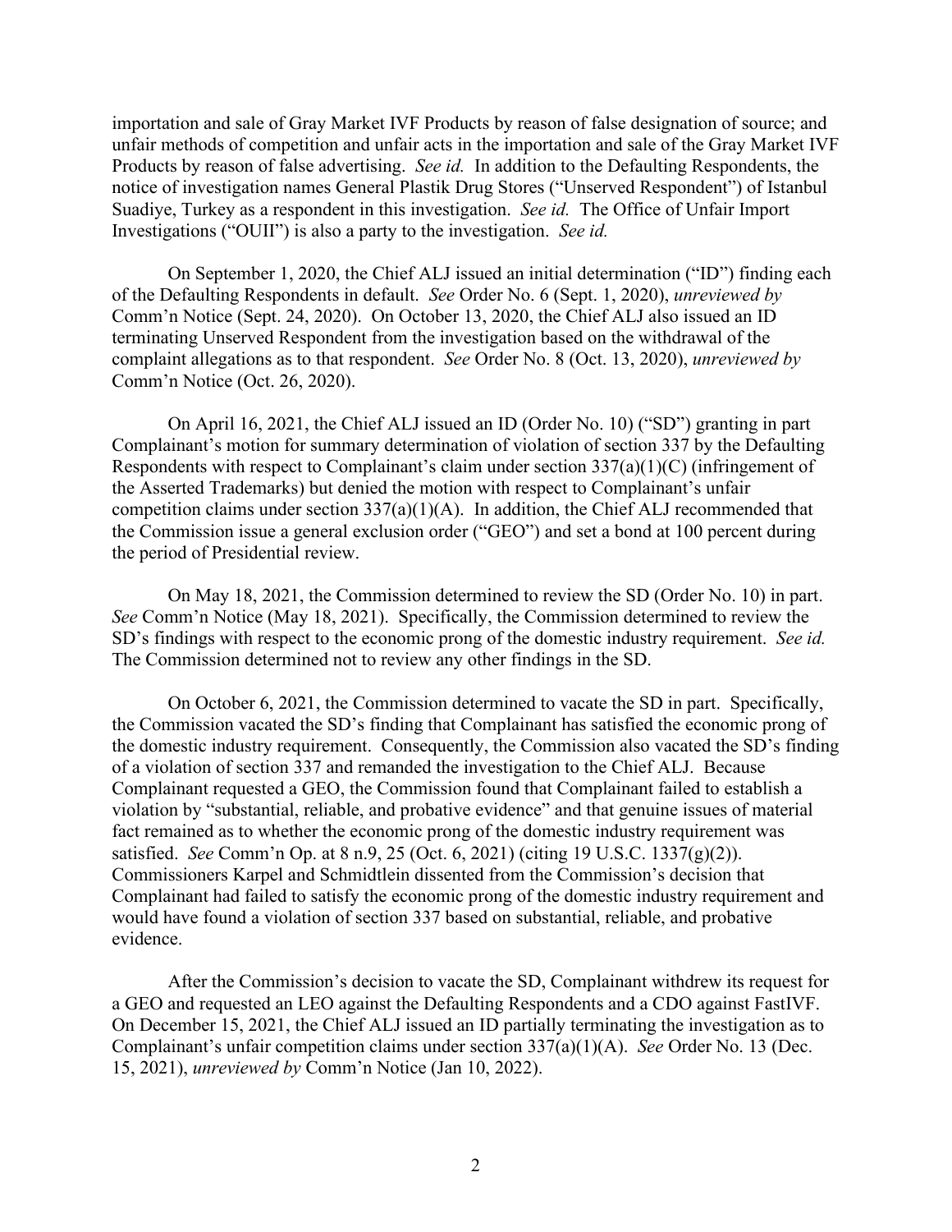importation and sale of Gray Market IVF Products by reason of false designation of source; and unfair methods of competition and unfair acts in the importation and sale of the Gray Market IVF Products by reason of false advertising. *See id.* In addition to the Defaulting Respondents, the notice of investigation names General Plastik Drug Stores ("Unserved Respondent") of Istanbul Suadiye, Turkey as a respondent in this investigation. *See id.* The Office of Unfair Import Investigations ("OUII") is also a party to the investigation. *See id.*

On September 1, 2020, the Chief ALJ issued an initial determination ("ID") finding each of the Defaulting Respondents in default. *See* Order No. 6 (Sept. 1, 2020), *unreviewed by* Comm'n Notice (Sept. 24, 2020). On October 13, 2020, the Chief ALJ also issued an ID terminating Unserved Respondent from the investigation based on the withdrawal of the complaint allegations as to that respondent. *See* Order No. 8 (Oct. 13, 2020), *unreviewed by* Comm'n Notice (Oct. 26, 2020).

On April 16, 2021, the Chief ALJ issued an ID (Order No. 10) ("SD") granting in part Complainant's motion for summary determination of violation of section 337 by the Defaulting Respondents with respect to Complainant's claim under section 337(a)(1)(C) (infringement of the Asserted Trademarks) but denied the motion with respect to Complainant's unfair competition claims under section 337(a)(1)(A). In addition, the Chief ALJ recommended that the Commission issue a general exclusion order ("GEO") and set a bond at 100 percent during the period of Presidential review.

On May 18, 2021, the Commission determined to review the SD (Order No. 10) in part. *See* Comm'n Notice (May 18, 2021). Specifically, the Commission determined to review the SD's findings with respect to the economic prong of the domestic industry requirement. *See id.* The Commission determined not to review any other findings in the SD.

On October 6, 2021, the Commission determined to vacate the SD in part. Specifically, the Commission vacated the SD's finding that Complainant has satisfied the economic prong of the domestic industry requirement. Consequently, the Commission also vacated the SD's finding of a violation of section 337 and remanded the investigation to the Chief ALJ. Because Complainant requested a GEO, the Commission found that Complainant failed to establish a violation by "substantial, reliable, and probative evidence" and that genuine issues of material fact remained as to whether the economic prong of the domestic industry requirement was satisfied. *See* Comm'n Op. at 8 n.9, 25 (Oct. 6, 2021) (citing 19 U.S.C. 1337(g)(2)). Commissioners Karpel and Schmidtlein dissented from the Commission's decision that Complainant had failed to satisfy the economic prong of the domestic industry requirement and would have found a violation of section 337 based on substantial, reliable, and probative evidence.

After the Commission's decision to vacate the SD, Complainant withdrew its request for a GEO and requested an LEO against the Defaulting Respondents and a CDO against FastIVF. On December 15, 2021, the Chief ALJ issued an ID partially terminating the investigation as to Complainant's unfair competition claims under section 337(a)(1)(A). *See* Order No. 13 (Dec. 15, 2021), *unreviewed by* Comm'n Notice (Jan 10, 2022).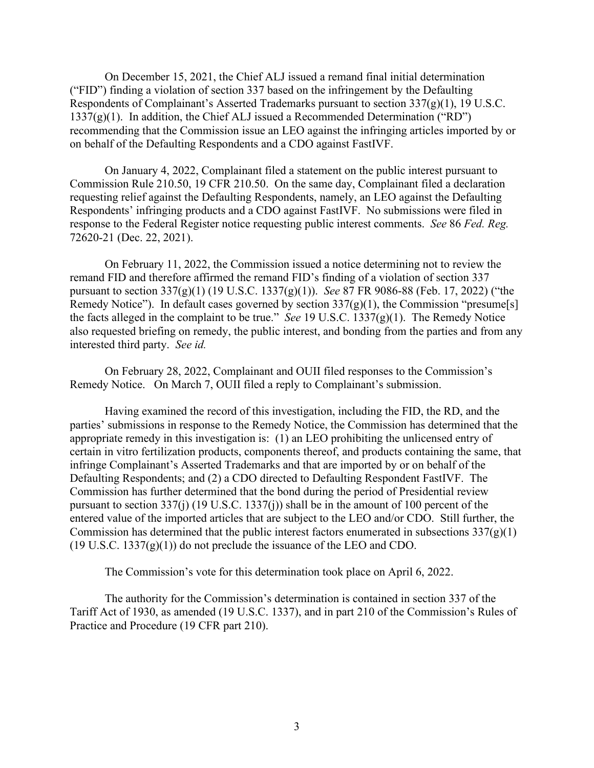On December 15, 2021, the Chief ALJ issued a remand final initial determination ("FID") finding a violation of section 337 based on the infringement by the Defaulting Respondents of Complainant's Asserted Trademarks pursuant to section 337(g)(1), 19 U.S.C. 1337(g)(1). In addition, the Chief ALJ issued a Recommended Determination ("RD") recommending that the Commission issue an LEO against the infringing articles imported by or on behalf of the Defaulting Respondents and a CDO against FastIVF.

On January 4, 2022, Complainant filed a statement on the public interest pursuant to Commission Rule 210.50, 19 CFR 210.50. On the same day, Complainant filed a declaration requesting relief against the Defaulting Respondents, namely, an LEO against the Defaulting Respondents' infringing products and a CDO against FastIVF. No submissions were filed in response to the Federal Register notice requesting public interest comments. *See* 86 *Fed. Reg.* 72620-21 (Dec. 22, 2021).

On February 11, 2022, the Commission issued a notice determining not to review the remand FID and therefore affirmed the remand FID's finding of a violation of section 337 pursuant to section 337(g)(1) (19 U.S.C. 1337(g)(1)). *See* 87 FR 9086-88 (Feb. 17, 2022) ("the Remedy Notice"). In default cases governed by section 337(g)(1), the Commission "presume[s] the facts alleged in the complaint to be true." *See* 19 U.S.C. 1337(g)(1). The Remedy Notice also requested briefing on remedy, the public interest, and bonding from the parties and from any interested third party. *See id.*

On February 28, 2022, Complainant and OUII filed responses to the Commission's Remedy Notice. On March 7, OUII filed a reply to Complainant's submission.

Having examined the record of this investigation, including the FID, the RD, and the parties' submissions in response to the Remedy Notice, the Commission has determined that the appropriate remedy in this investigation is: (1) an LEO prohibiting the unlicensed entry of certain in vitro fertilization products, components thereof, and products containing the same, that infringe Complainant's Asserted Trademarks and that are imported by or on behalf of the Defaulting Respondents; and (2) a CDO directed to Defaulting Respondent FastIVF. The Commission has further determined that the bond during the period of Presidential review pursuant to section 337(j) (19 U.S.C. 1337(j)) shall be in the amount of 100 percent of the entered value of the imported articles that are subject to the LEO and/or CDO. Still further, the Commission has determined that the public interest factors enumerated in subsections 337(g)(1) (19 U.S.C. 1337(g)(1)) do not preclude the issuance of the LEO and CDO.

The Commission's vote for this determination took place on April 6, 2022.

The authority for the Commission's determination is contained in section 337 of the Tariff Act of 1930, as amended (19 U.S.C. 1337), and in part 210 of the Commission's Rules of Practice and Procedure (19 CFR part 210).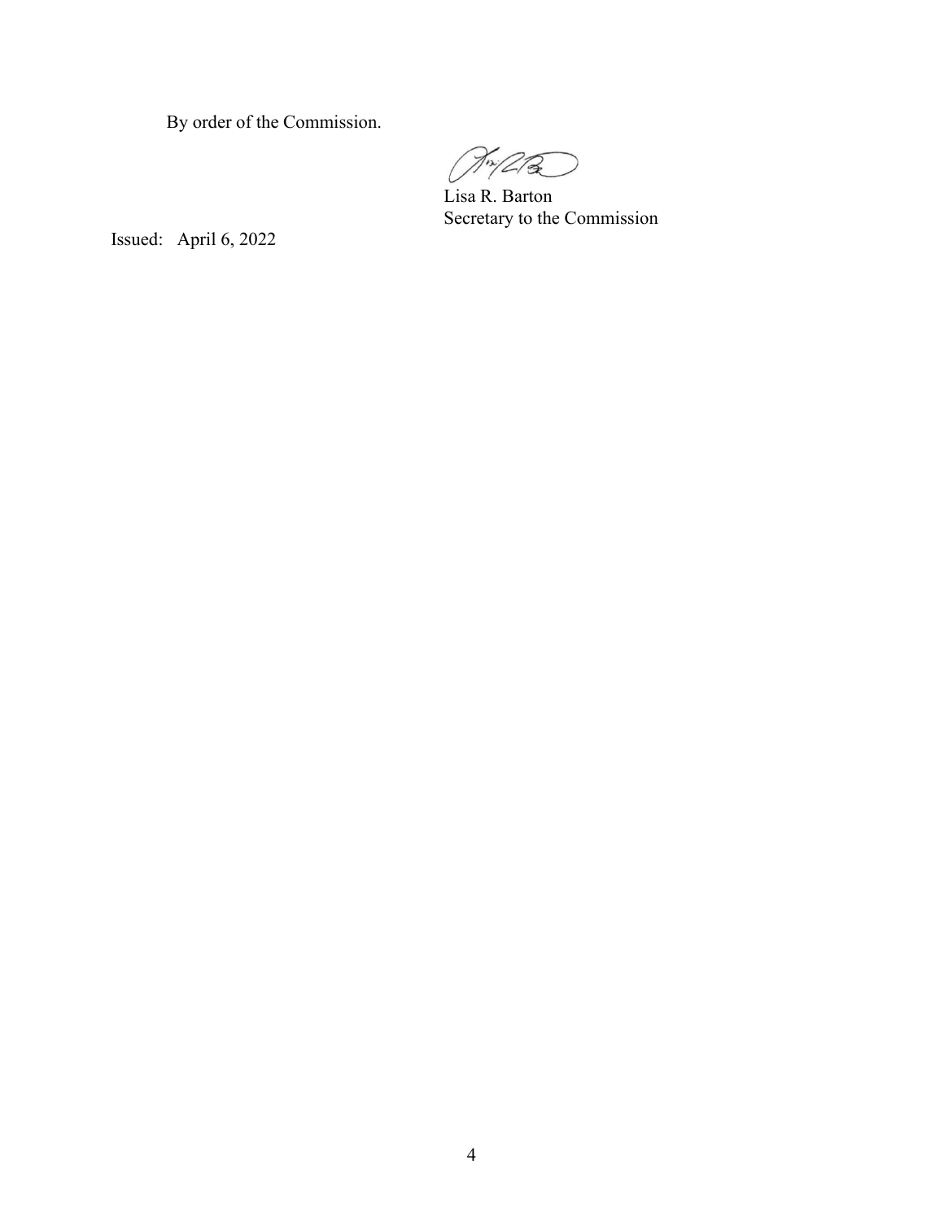By order of the Commission.

Lisa R. Barton
Secretary to the Commission

Issued: April 6, 2022